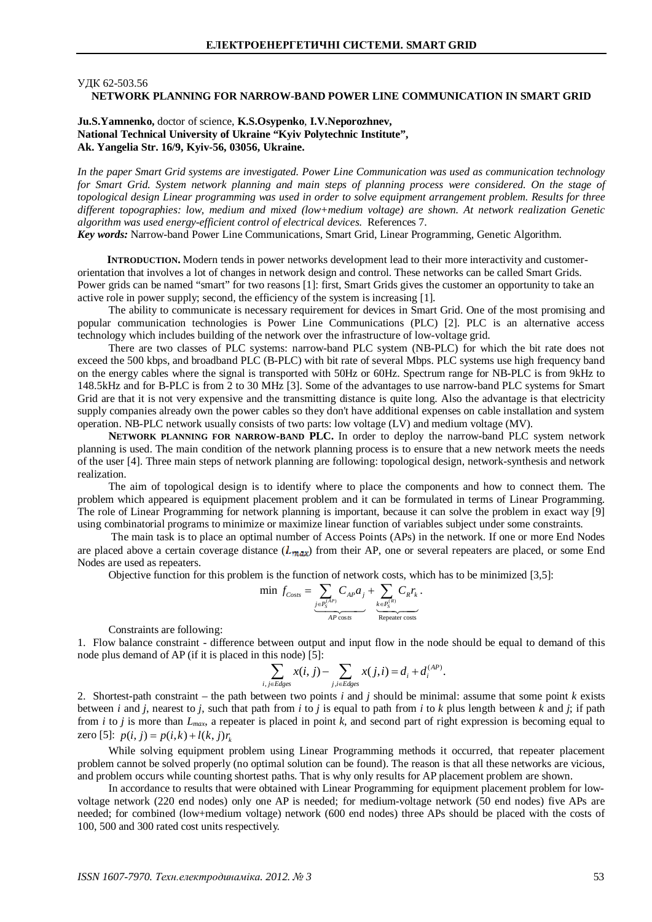УДК 62-503.56

# NETWORK PLANNING FOR NARROW-BAND POWER LINE COMMUNICATION IN SMART GRID

**Ju.S.Yamnenko,** doctor of science, **K.S.Osypenko**, **I.V.Neporozhnev,**
**National Technical University of Ukraine "Kyiv Polytechnic Institute",**
**Ak. Yangelia Str. 16/9, Kyiv-56, 03056, Ukraine.**

*In the paper Smart Grid systems are investigated. Power Line Communication was used as communication technology for Smart Grid. System network planning and main steps of planning process were considered. On the stage of topological design Linear programming was used in order to solve equipment arrangement problem. Results for three different topographies: low, medium and mixed (low+medium voltage) are shown. At network realization Genetic algorithm was used energy-efficient control of electrical devices.* References 7.

***Key words:*** Narrow-band Power Line Communications, Smart Grid, Linear Programming, Genetic Algorithm.

**INTRODUCTION.** Modern tends in power networks development lead to their more interactivity and customer-orientation that involves a lot of changes in network design and control. These networks can be called Smart Grids. Power grids can be named "smart" for two reasons [1]: first, Smart Grids gives the customer an opportunity to take an active role in power supply; second, the efficiency of the system is increasing [1].

The ability to communicate is necessary requirement for devices in Smart Grid. One of the most promising and popular communication technologies is Power Line Communications (PLC) [2]. PLC is an alternative access technology which includes building of the network over the infrastructure of low-voltage grid.

There are two classes of PLC systems: narrow-band PLC system (NB-PLC) for which the bit rate does not exceed the 500 kbps, and broadband PLC (B-PLC) with bit rate of several Mbps. PLC systems use high frequency band on the energy cables where the signal is transported with 50Hz or 60Hz. Spectrum range for NB-PLC is from 9kHz to 148.5kHz and for B-PLC is from 2 to 30 MHz [3]. Some of the advantages to use narrow-band PLC systems for Smart Grid are that it is not very expensive and the transmitting distance is quite long. Also the advantage is that electricity supply companies already own the power cables so they don't have additional expenses on cable installation and system operation. NB-PLC network usually consists of two parts: low voltage (LV) and medium voltage (MV).

**NETWORK PLANNING FOR NARROW-BAND PLC.** In order to deploy the narrow-band PLC system network planning is used. The main condition of the network planning process is to ensure that a new network meets the needs of the user [4]. Three main steps of network planning are following: topological design, network-synthesis and network realization.

The aim of topological design is to identify where to place the components and how to connect them. The problem which appeared is equipment placement problem and it can be formulated in terms of Linear Programming. The role of Linear Programming for network planning is important, because it can solve the problem in exact way [9] using combinatorial programs to minimize or maximize linear function of variables subject under some constraints.

The main task is to place an optimal number of Access Points (APs) in the network. If one or more End Nodes are placed above a certain coverage distance ($l_{max}$) from their AP, one or several repeaters are placed, or some End Nodes are used as repeaters.

Objective function for this problem is the function of network costs, which has to be minimized [3,5]:

$$\min\ f_{Costs} = \underbrace{\sum_{j \in P_S^{(AP)}} C_{AP} a_j}_{AP\ \text{costs}} + \underbrace{\sum_{k \in P_S^{(R)}} C_R r_k}_{\text{Repeater costs}}.$$

Constraints are following:

1. Flow balance constraint - difference between output and input flow in the node should be equal to demand of this node plus demand of AP (if it is placed in this node) [5]:

$$\sum_{i,j \in Edges} x(i,j) - \sum_{j,i \in Edges} x(j,i) = d_i + d_i^{(AP)}.$$

2. Shortest-path constraint – the path between two points $i$ and $j$ should be minimal: assume that some point $k$ exists between $i$ and $j$, nearest to $j$, such that path from $i$ to $j$ is equal to path from $i$ to $k$ plus length between $k$ and $j$; if path from $i$ to $j$ is more than $L_{max}$, a repeater is placed in point $k$, and second part of right expression is becoming equal to zero [5]: $p(i,j) = p(i,k) + l(k,j) r_k$

While solving equipment problem using Linear Programming methods it occurred, that repeater placement problem cannot be solved properly (no optimal solution can be found). The reason is that all these networks are vicious, and problem occurs while counting shortest paths. That is why only results for AP placement problem are shown.

In accordance to results that were obtained with Linear Programming for equipment placement problem for low-voltage network (220 end nodes) only one AP is needed; for medium-voltage network (50 end nodes) five APs are needed; for combined (low+medium voltage) network (600 end nodes) three APs should be placed with the costs of 100, 500 and 300 rated cost units respectively.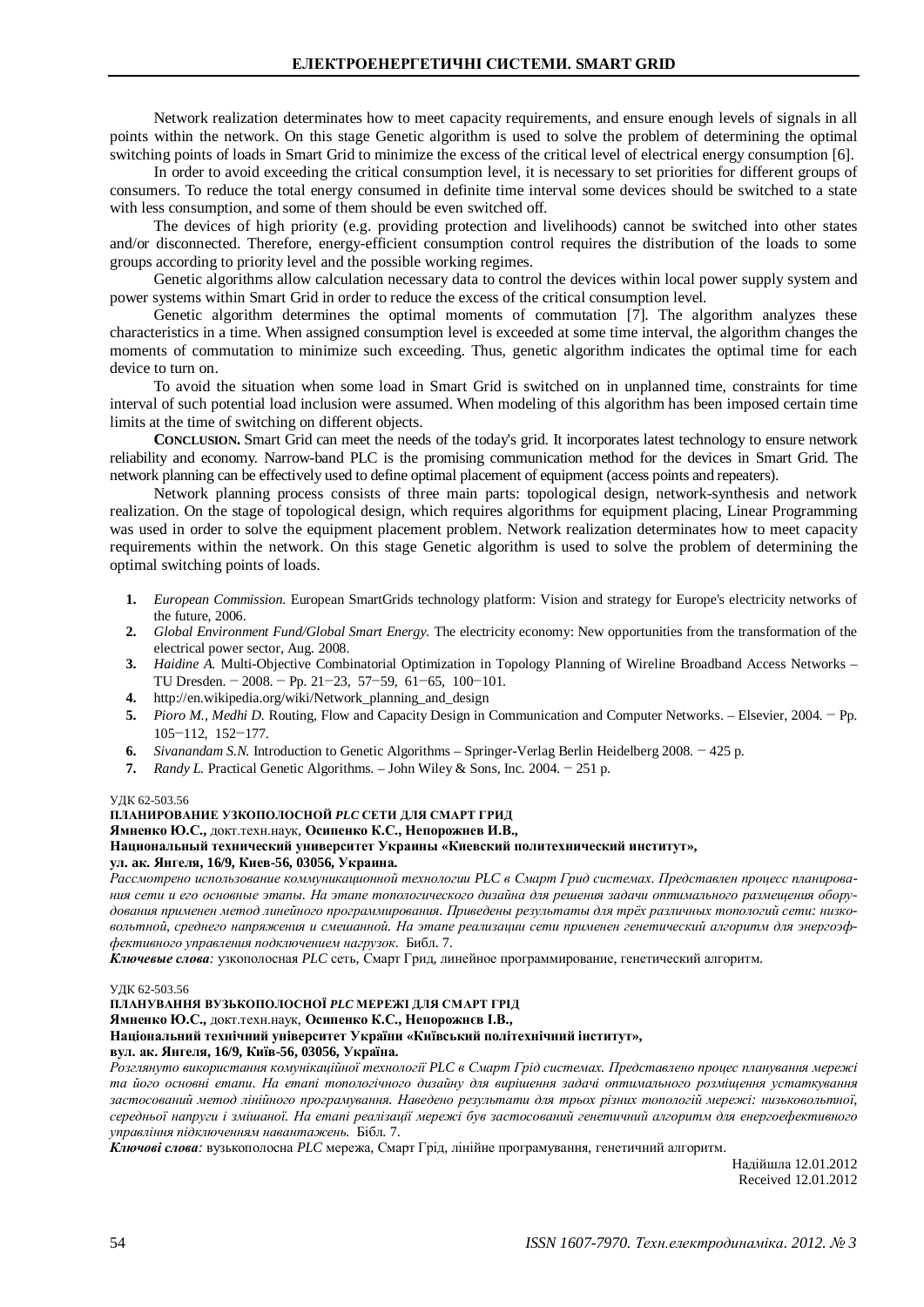Network realization determinates how to meet capacity requirements, and ensure enough levels of signals in all points within the network. On this stage Genetic algorithm is used to solve the problem of determining the optimal switching points of loads in Smart Grid to minimize the excess of the critical level of electrical energy consumption [6].

In order to avoid exceeding the critical consumption level, it is necessary to set priorities for different groups of consumers. To reduce the total energy consumed in definite time interval some devices should be switched to a state with less consumption, and some of them should be even switched off.

The devices of high priority (e.g. providing protection and livelihoods) cannot be switched into other states and/or disconnected. Therefore, energy-efficient consumption control requires the distribution of the loads to some groups according to priority level and the possible working regimes.

Genetic algorithms allow calculation necessary data to control the devices within local power supply system and power systems within Smart Grid in order to reduce the excess of the critical consumption level.

Genetic algorithm determines the optimal moments of commutation [7]. The algorithm analyzes these characteristics in a time. When assigned consumption level is exceeded at some time interval, the algorithm changes the moments of commutation to minimize such exceeding. Thus, genetic algorithm indicates the optimal time for each device to turn on.

To avoid the situation when some load in Smart Grid is switched on in unplanned time, constraints for time interval of such potential load inclusion were assumed. When modeling of this algorithm has been imposed certain time limits at the time of switching on different objects.

**CONCLUSION.** Smart Grid can meet the needs of the today's grid. It incorporates latest technology to ensure network reliability and economy. Narrow-band PLC is the promising communication method for the devices in Smart Grid. The network planning can be effectively used to define optimal placement of equipment (access points and repeaters).

Network planning process consists of three main parts: topological design, network-synthesis and network realization. On the stage of topological design, which requires algorithms for equipment placing, Linear Programming was used in order to solve the equipment placement problem. Network realization determinates how to meet capacity requirements within the network. On this stage Genetic algorithm is used to solve the problem of determining the optimal switching points of loads.

1. *European Commission.* European SmartGrids technology platform: Vision and strategy for Europe's electricity networks of the future, 2006.
2. *Global Environment Fund/Global Smart Energy.* The electricity economy: New opportunities from the transformation of the electrical power sector, Aug. 2008.
3. *Haidine A.* Multi-Objective Combinatorial Optimization in Topology Planning of Wireline Broadband Access Networks – TU Dresden. − 2008. − Pp. 21−23, 57−59, 61−65, 100−101.
4. http://en.wikipedia.org/wiki/Network_planning_and_design
5. *Pioro M., Medhi D.* Routing, Flow and Capacity Design in Communication and Computer Networks. – Elsevier, 2004. − Pp. 105−112, 152−177.
6. *Sivanandam S.N.* Introduction to Genetic Algorithms – Springer-Verlag Berlin Heidelberg 2008. − 425 p.
7. *Randy L.* Practical Genetic Algorithms. – John Wiley & Sons, Inc. 2004. − 251 p.

УДК 62-503.56

**ПЛАНИРОВАНИЕ УЗКОПОЛОСНОЙ *PLC* СЕТИ ДЛЯ СМАРТ ГРИД**

**Ямненко Ю.С.,** докт.техн.наук, **Осипенко К.С., Непорожнев И.В.,**

**Национальный технический университет Украины «Киевский политехнический институт»,**

**ул. ак. Янгеля, 16/9, Киев-56, 03056, Украина.**

*Рассмотрено использование коммуникационной технологии PLC в Смарт Грид системах. Представлен процесс планирования сети и его основные этапы. На этапе топологического дизайна для решения задачи оптимального размещения оборудования применен метод линейного программирования. Приведены результаты для трёх различных топологий сети: низковольтной, среднего напряжения и смешанной. На этапе реализации сети применен генетический алгоритм для энергоэффективного управления подключением нагрузок.* Библ. 7.

***Ключевые слова:*** узкополосная *PLC* сеть, Смарт Грид, линейное программирование, генетический алгоритм.

УДК 62-503.56

**ПЛАНУВАННЯ ВУЗЬКОПОЛОСНОЇ *PLC* МЕРЕЖІ ДЛЯ СМАРТ ГРІД**

**Ямненко Ю.С.,** докт.техн.наук, **Осипенко К.С., Непорожнєв І.В.,**

**Національний технічний університет України «Київський політехнічний інститут»,**

**вул. ак. Янгеля, 16/9, Київ-56, 03056, Україна.**

*Розглянуто використання комунікаційної технології PLC в Смарт Грід системах. Представлено процес планування мережі та його основні етапи. На етапі топологічного дизайну для вирішення задачі оптимального розміщення устаткування застосований метод лінійного програмування. Наведено результати для трьох різних топологій мережі: низьковольтної, середньої напруги і змішаної. На етапі реалізації мережі був застосований генетичний алгоритм для енергоефективного управління підключенням навантажень.* Бібл. 7.

***Ключові слова:*** вузькополосна *PLC* мережа, Смарт Грід, лінійне програмування, генетичний алгоритм.

Надійшла 12.01.2012

Received 12.01.2012